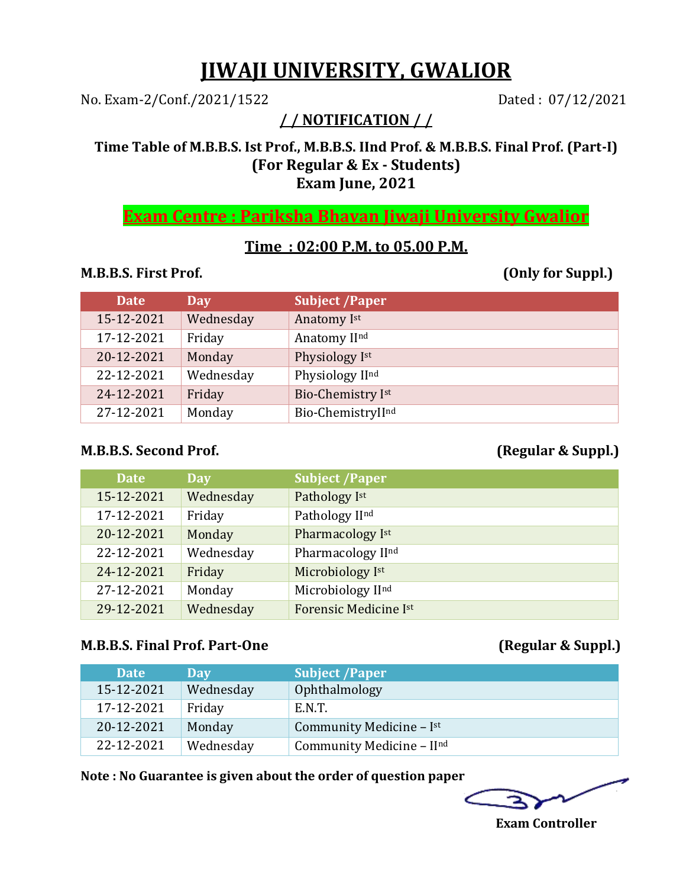# JIWAJI UNIVERSITY, GWALIOR

No. Exam-2/Conf./2021/1522 Dated : 07/12/2021

## / / NOTIFICATION / /

**Time Table of M.B.B.S. Ist Prof., M.B.B.S. IInd Prof. & M.B.B.S. Final Prof. (Part-I)**
**(For Regular & Ex - Students)**
**Exam June, 2021**

## Exam Centre : Pariksha Bhavan Jiwaji University Gwalior

### Time : 02:00 P.M. to 05.00 P.M.

**M.B.B.S. First Prof.** **(Only for Suppl.)**

| Date | Day | Subject /Paper |
|---|---|---|
| 15-12-2021 | Wednesday | Anatomy Ist |
| 17-12-2021 | Friday | Anatomy IInd |
| 20-12-2021 | Monday | Physiology Ist |
| 22-12-2021 | Wednesday | Physiology IInd |
| 24-12-2021 | Friday | Bio-Chemistry Ist |
| 27-12-2021 | Monday | Bio-ChemistryIInd |

**M.B.B.S. Second Prof.** **(Regular & Suppl.)**

| Date | Day | Subject /Paper |
|---|---|---|
| 15-12-2021 | Wednesday | Pathology Ist |
| 17-12-2021 | Friday | Pathology IInd |
| 20-12-2021 | Monday | Pharmacology Ist |
| 22-12-2021 | Wednesday | Pharmacology IInd |
| 24-12-2021 | Friday | Microbiology Ist |
| 27-12-2021 | Monday | Microbiology IInd |
| 29-12-2021 | Wednesday | Forensic Medicine Ist |

**M.B.B.S. Final Prof. Part-One** **(Regular & Suppl.)**

| Date | Day | Subject /Paper |
|---|---|---|
| 15-12-2021 | Wednesday | Ophthalmology |
| 17-12-2021 | Friday | E.N.T. |
| 20-12-2021 | Monday | Community Medicine – Ist |
| 22-12-2021 | Wednesday | Community Medicine – IInd |

**Note : No Guarantee is given about the order of question paper**

**Exam Controller**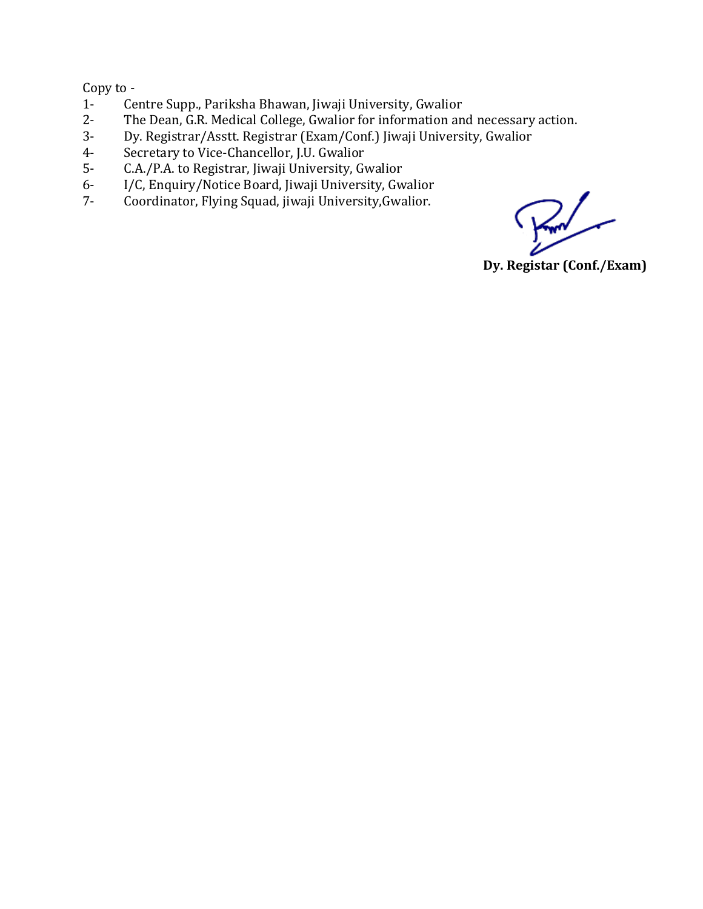Copy to -

1- Centre Supp., Pariksha Bhawan, Jiwaji University, Gwalior
2- The Dean, G.R. Medical College, Gwalior for information and necessary action.
3- Dy. Registrar/Asstt. Registrar (Exam/Conf.) Jiwaji University, Gwalior
4- Secretary to Vice-Chancellor, J.U. Gwalior
5- C.A./P.A. to Registrar, Jiwaji University, Gwalior
6- I/C, Enquiry/Notice Board, Jiwaji University, Gwalior
7- Coordinator, Flying Squad, jiwaji University,Gwalior.

**Dy. Registar (Conf./Exam)**